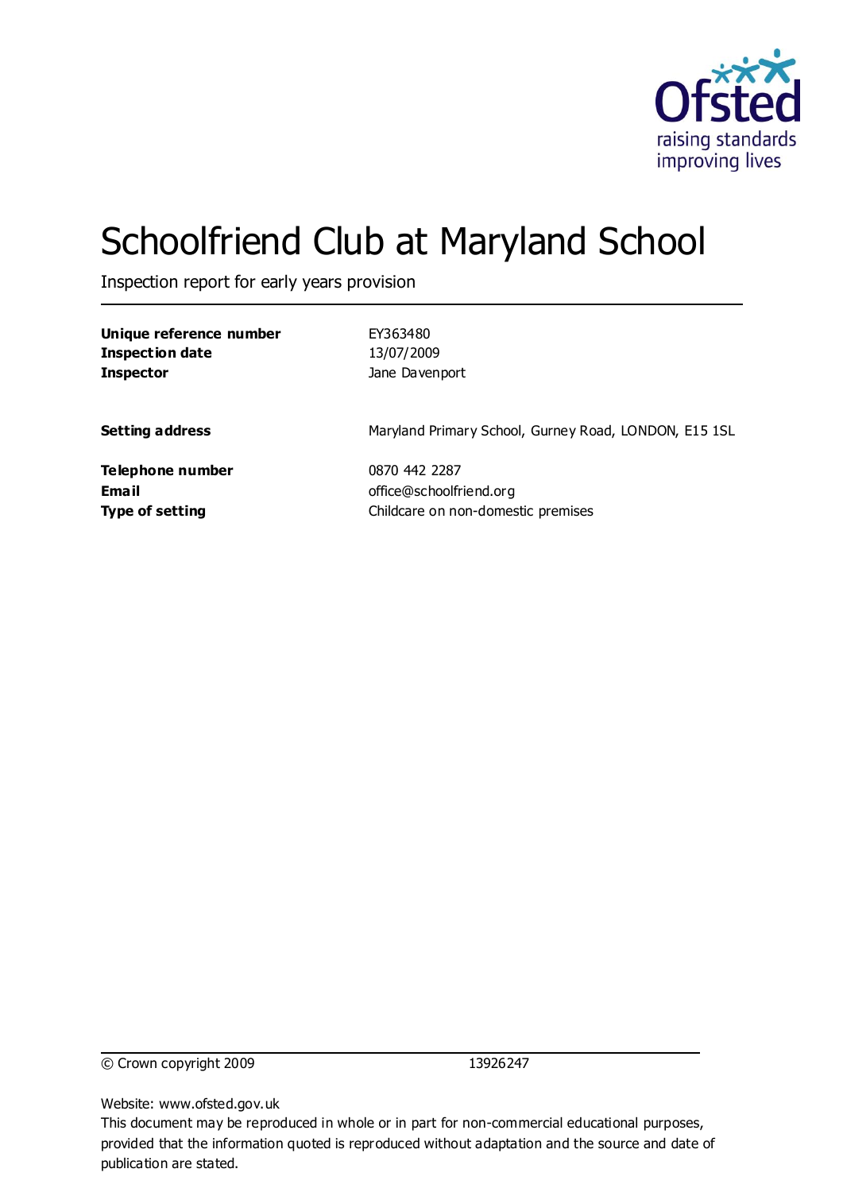Ofsted

raising standards
improving lives

# Schoolfriend Club at Maryland School

Inspection report for early years provision

| | |
|---|---|
| **Unique reference number** | EY363480 |
| **Inspection date** | 13/07/2009 |
| **Inspector** | Jane Davenport |
| | |
| **Setting address** | Maryland Primary School, Gurney Road, LONDON, E15 1SL |
| | |
| **Telephone number** | 0870 442 2287 |
| **Email** | office@schoolfriend.org |
| **Type of setting** | Childcare on non-domestic premises |

© Crown copyright 2009 13926247

Website: www.ofsted.gov.uk

This document may be reproduced in whole or in part for non-commercial educational purposes, provided that the information quoted is reproduced without adaptation and the source and date of publication are stated.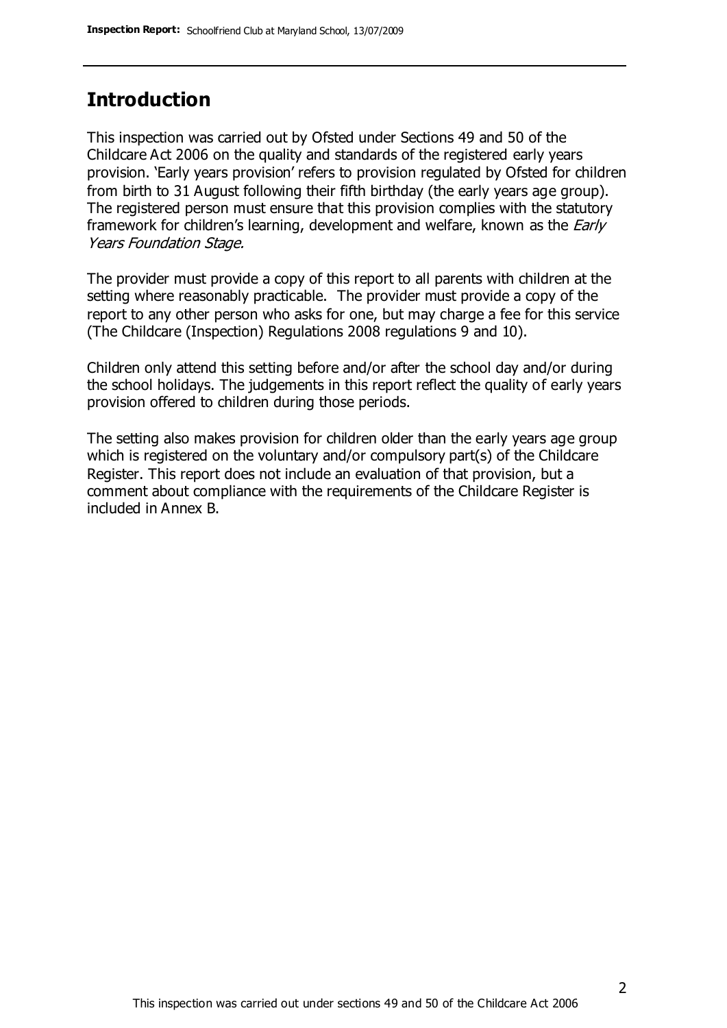## Introduction

This inspection was carried out by Ofsted under Sections 49 and 50 of the Childcare Act 2006 on the quality and standards of the registered early years provision. 'Early years provision' refers to provision regulated by Ofsted for children from birth to 31 August following their fifth birthday (the early years age group). The registered person must ensure that this provision complies with the statutory framework for children's learning, development and welfare, known as the *Early Years Foundation Stage.*

The provider must provide a copy of this report to all parents with children at the setting where reasonably practicable. The provider must provide a copy of the report to any other person who asks for one, but may charge a fee for this service (The Childcare (Inspection) Regulations 2008 regulations 9 and 10).

Children only attend this setting before and/or after the school day and/or during the school holidays. The judgements in this report reflect the quality of early years provision offered to children during those periods.

The setting also makes provision for children older than the early years age group which is registered on the voluntary and/or compulsory part(s) of the Childcare Register. This report does not include an evaluation of that provision, but a comment about compliance with the requirements of the Childcare Register is included in Annex B.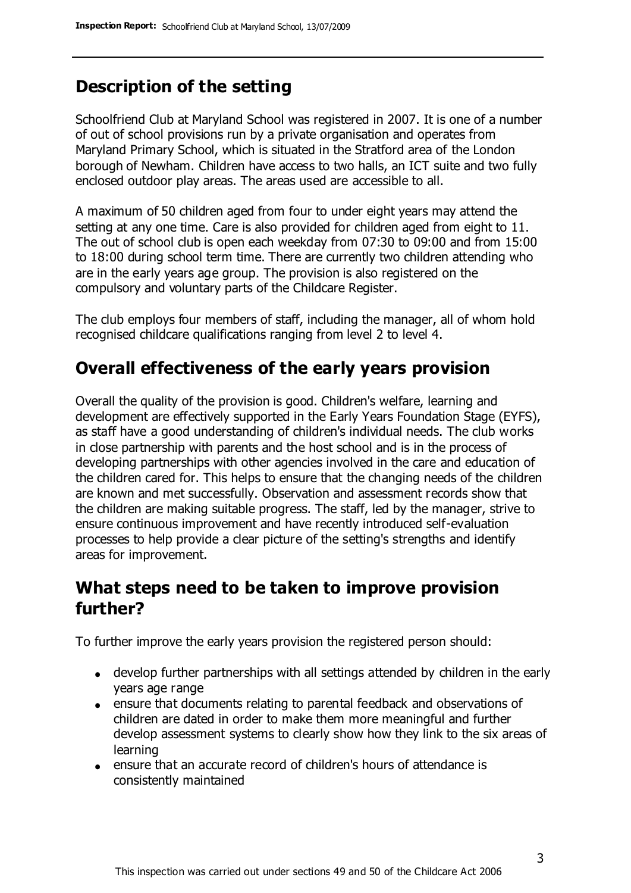## Description of the setting

Schoolfriend Club at Maryland School was registered in 2007. It is one of a number of out of school provisions run by a private organisation and operates from Maryland Primary School, which is situated in the Stratford area of the London borough of Newham. Children have access to two halls, an ICT suite and two fully enclosed outdoor play areas. The areas used are accessible to all.

A maximum of 50 children aged from four to under eight years may attend the setting at any one time. Care is also provided for children aged from eight to 11. The out of school club is open each weekday from 07:30 to 09:00 and from 15:00 to 18:00 during school term time. There are currently two children attending who are in the early years age group. The provision is also registered on the compulsory and voluntary parts of the Childcare Register.

The club employs four members of staff, including the manager, all of whom hold recognised childcare qualifications ranging from level 2 to level 4.

## Overall effectiveness of the early years provision

Overall the quality of the provision is good. Children's welfare, learning and development are effectively supported in the Early Years Foundation Stage (EYFS), as staff have a good understanding of children's individual needs. The club works in close partnership with parents and the host school and is in the process of developing partnerships with other agencies involved in the care and education of the children cared for. This helps to ensure that the changing needs of the children are known and met successfully. Observation and assessment records show that the children are making suitable progress. The staff, led by the manager, strive to ensure continuous improvement and have recently introduced self-evaluation processes to help provide a clear picture of the setting's strengths and identify areas for improvement.

## What steps need to be taken to improve provision further?

To further improve the early years provision the registered person should:

- develop further partnerships with all settings attended by children in the early years age range
- ensure that documents relating to parental feedback and observations of children are dated in order to make them more meaningful and further develop assessment systems to clearly show how they link to the six areas of learning
- ensure that an accurate record of children's hours of attendance is consistently maintained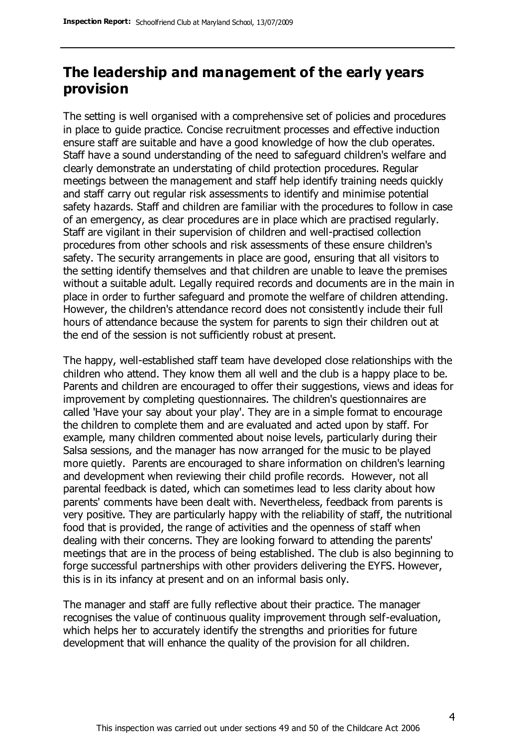## The leadership and management of the early years provision

The setting is well organised with a comprehensive set of policies and procedures in place to guide practice. Concise recruitment processes and effective induction ensure staff are suitable and have a good knowledge of how the club operates. Staff have a sound understanding of the need to safeguard children's welfare and clearly demonstrate an understating of child protection procedures. Regular meetings between the management and staff help identify training needs quickly and staff carry out regular risk assessments to identify and minimise potential safety hazards. Staff and children are familiar with the procedures to follow in case of an emergency, as clear procedures are in place which are practised regularly. Staff are vigilant in their supervision of children and well-practised collection procedures from other schools and risk assessments of these ensure children's safety. The security arrangements in place are good, ensuring that all visitors to the setting identify themselves and that children are unable to leave the premises without a suitable adult. Legally required records and documents are in the main in place in order to further safeguard and promote the welfare of children attending. However, the children's attendance record does not consistently include their full hours of attendance because the system for parents to sign their children out at the end of the session is not sufficiently robust at present.

The happy, well-established staff team have developed close relationships with the children who attend. They know them all well and the club is a happy place to be. Parents and children are encouraged to offer their suggestions, views and ideas for improvement by completing questionnaires. The children's questionnaires are called 'Have your say about your play'. They are in a simple format to encourage the children to complete them and are evaluated and acted upon by staff. For example, many children commented about noise levels, particularly during their Salsa sessions, and the manager has now arranged for the music to be played more quietly. Parents are encouraged to share information on children's learning and development when reviewing their child profile records. However, not all parental feedback is dated, which can sometimes lead to less clarity about how parents' comments have been dealt with. Nevertheless, feedback from parents is very positive. They are particularly happy with the reliability of staff, the nutritional food that is provided, the range of activities and the openness of staff when dealing with their concerns. They are looking forward to attending the parents' meetings that are in the process of being established. The club is also beginning to forge successful partnerships with other providers delivering the EYFS. However, this is in its infancy at present and on an informal basis only.

The manager and staff are fully reflective about their practice. The manager recognises the value of continuous quality improvement through self-evaluation, which helps her to accurately identify the strengths and priorities for future development that will enhance the quality of the provision for all children.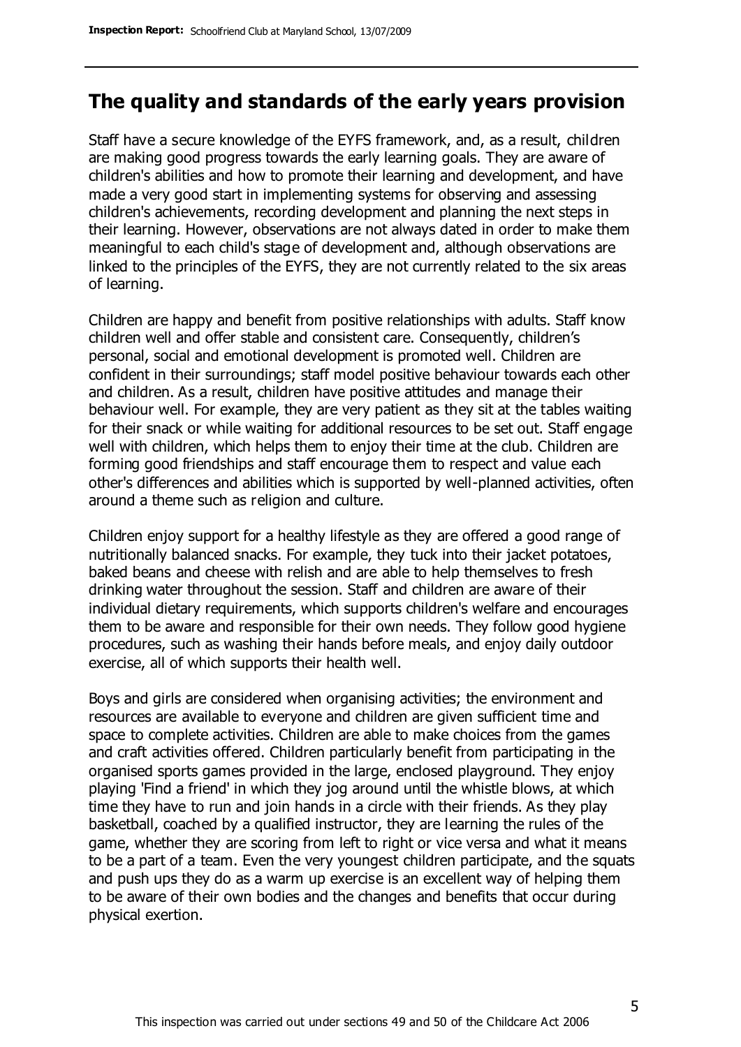## The quality and standards of the early years provision

Staff have a secure knowledge of the EYFS framework, and, as a result, children are making good progress towards the early learning goals. They are aware of children's abilities and how to promote their learning and development, and have made a very good start in implementing systems for observing and assessing children's achievements, recording development and planning the next steps in their learning. However, observations are not always dated in order to make them meaningful to each child's stage of development and, although observations are linked to the principles of the EYFS, they are not currently related to the six areas of learning.

Children are happy and benefit from positive relationships with adults. Staff know children well and offer stable and consistent care. Consequently, children's personal, social and emotional development is promoted well. Children are confident in their surroundings; staff model positive behaviour towards each other and children. As a result, children have positive attitudes and manage their behaviour well. For example, they are very patient as they sit at the tables waiting for their snack or while waiting for additional resources to be set out. Staff engage well with children, which helps them to enjoy their time at the club. Children are forming good friendships and staff encourage them to respect and value each other's differences and abilities which is supported by well-planned activities, often around a theme such as religion and culture.

Children enjoy support for a healthy lifestyle as they are offered a good range of nutritionally balanced snacks. For example, they tuck into their jacket potatoes, baked beans and cheese with relish and are able to help themselves to fresh drinking water throughout the session. Staff and children are aware of their individual dietary requirements, which supports children's welfare and encourages them to be aware and responsible for their own needs. They follow good hygiene procedures, such as washing their hands before meals, and enjoy daily outdoor exercise, all of which supports their health well.

Boys and girls are considered when organising activities; the environment and resources are available to everyone and children are given sufficient time and space to complete activities. Children are able to make choices from the games and craft activities offered. Children particularly benefit from participating in the organised sports games provided in the large, enclosed playground. They enjoy playing 'Find a friend' in which they jog around until the whistle blows, at which time they have to run and join hands in a circle with their friends. As they play basketball, coached by a qualified instructor, they are learning the rules of the game, whether they are scoring from left to right or vice versa and what it means to be a part of a team. Even the very youngest children participate, and the squats and push ups they do as a warm up exercise is an excellent way of helping them to be aware of their own bodies and the changes and benefits that occur during physical exertion.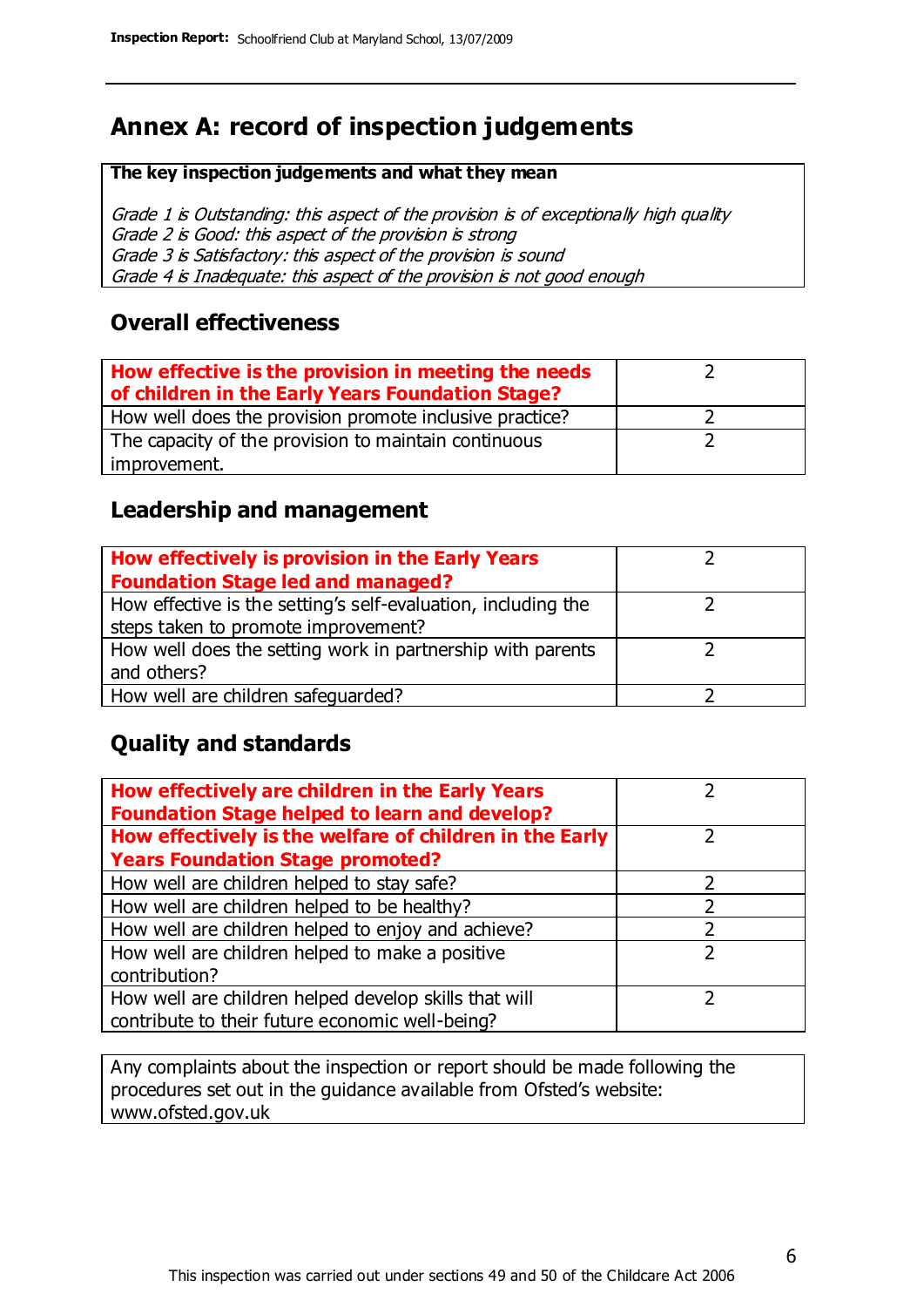# Annex A: record of inspection judgements

**The key inspection judgements and what they mean**

*Grade 1 is Outstanding: this aspect of the provision is of exceptionally high quality*
*Grade 2 is Good: this aspect of the provision is strong*
*Grade 3 is Satisfactory: this aspect of the provision is sound*
*Grade 4 is Inadequate: this aspect of the provision is not good enough*

## Overall effectiveness

| | |
|---|---|
| **How effective is the provision in meeting the needs of children in the Early Years Foundation Stage?** | 2 |
| How well does the provision promote inclusive practice? | 2 |
| The capacity of the provision to maintain continuous improvement. | 2 |

## Leadership and management

| | |
|---|---|
| **How effectively is provision in the Early Years Foundation Stage led and managed?** | 2 |
| How effective is the setting's self-evaluation, including the steps taken to promote improvement? | 2 |
| How well does the setting work in partnership with parents and others? | 2 |
| How well are children safeguarded? | 2 |

## Quality and standards

| | |
|---|---|
| **How effectively are children in the Early Years Foundation Stage helped to learn and develop?** | 2 |
| **How effectively is the welfare of children in the Early Years Foundation Stage promoted?** | 2 |
| How well are children helped to stay safe? | 2 |
| How well are children helped to be healthy? | 2 |
| How well are children helped to enjoy and achieve? | 2 |
| How well are children helped to make a positive contribution? | 2 |
| How well are children helped develop skills that will contribute to their future economic well-being? | 2 |

Any complaints about the inspection or report should be made following the procedures set out in the guidance available from Ofsted's website: www.ofsted.gov.uk

This inspection was carried out under sections 49 and 50 of the Childcare Act 2006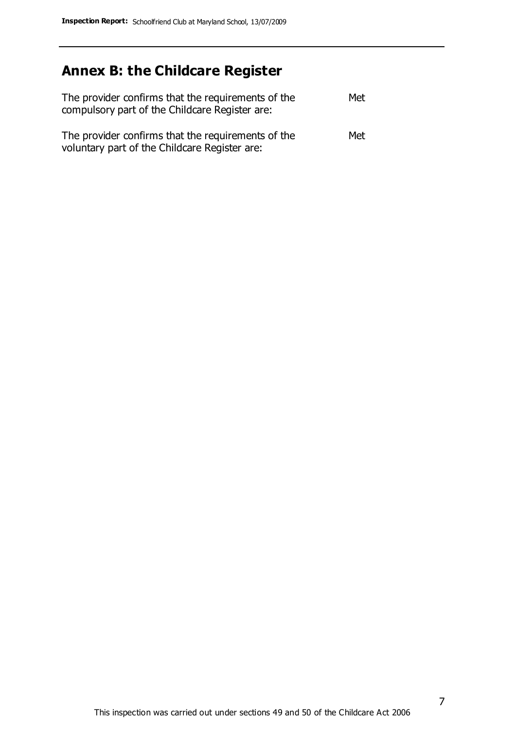## Annex B: the Childcare Register

| | |
|---|---|
| The provider confirms that the requirements of the compulsory part of the Childcare Register are: | Met |
| The provider confirms that the requirements of the voluntary part of the Childcare Register are: | Met |

This inspection was carried out under sections 49 and 50 of the Childcare Act 2006